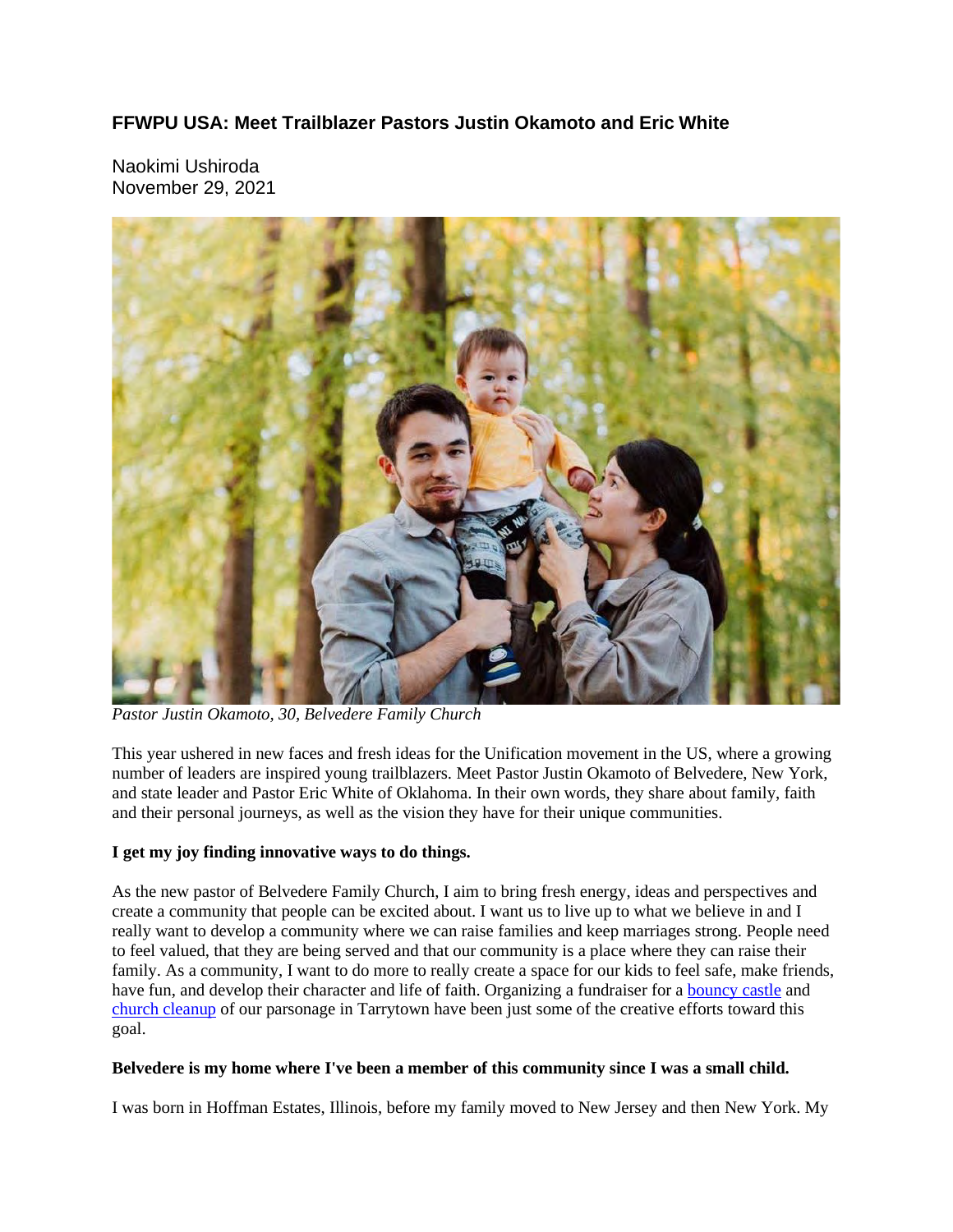# FFWPU USA: Meet Trailblazer Pastors Justin Okamoto and Eric White

Naokimi Ushiroda
November 29, 2021

*Pastor Justin Okamoto, 30, Belvedere Family Church*

This year ushered in new faces and fresh ideas for the Unification movement in the US, where a growing number of leaders are inspired young trailblazers. Meet Pastor Justin Okamoto of Belvedere, New York, and state leader and Pastor Eric White of Oklahoma. In their own words, they share about family, faith and their personal journeys, as well as the vision they have for their unique communities.

**I get my joy finding innovative ways to do things.**

As the new pastor of Belvedere Family Church, I aim to bring fresh energy, ideas and perspectives and create a community that people can be excited about. I want us to live up to what we believe in and I really want to develop a community where we can raise families and keep marriages strong. People need to feel valued, that they are being served and that our community is a place where they can raise their family. As a community, I want to do more to really create a space for our kids to feel safe, make friends, have fun, and develop their character and life of faith. Organizing a fundraiser for a bouncy castle and church cleanup of our parsonage in Tarrytown have been just some of the creative efforts toward this goal.

**Belvedere is my home where I've been a member of this community since I was a small child.**

I was born in Hoffman Estates, Illinois, before my family moved to New Jersey and then New York. My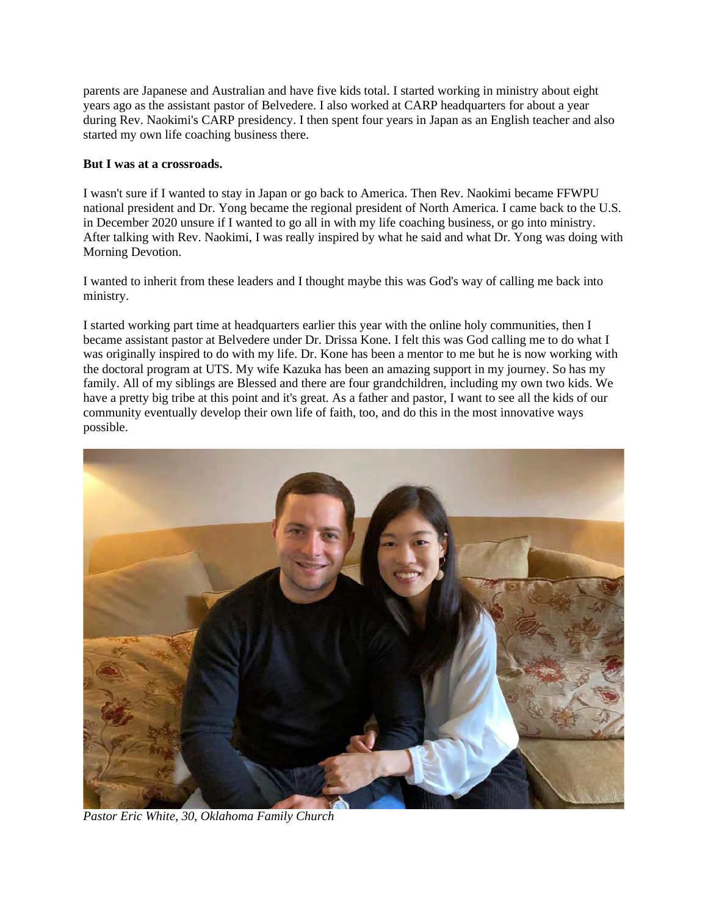parents are Japanese and Australian and have five kids total. I started working in ministry about eight years ago as the assistant pastor of Belvedere. I also worked at CARP headquarters for about a year during Rev. Naokimi's CARP presidency. I then spent four years in Japan as an English teacher and also started my own life coaching business there.

**But I was at a crossroads.**

I wasn't sure if I wanted to stay in Japan or go back to America. Then Rev. Naokimi became FFWPU national president and Dr. Yong became the regional president of North America. I came back to the U.S. in December 2020 unsure if I wanted to go all in with my life coaching business, or go into ministry. After talking with Rev. Naokimi, I was really inspired by what he said and what Dr. Yong was doing with Morning Devotion.

I wanted to inherit from these leaders and I thought maybe this was God's way of calling me back into ministry.

I started working part time at headquarters earlier this year with the online holy communities, then I became assistant pastor at Belvedere under Dr. Drissa Kone. I felt this was God calling me to do what I was originally inspired to do with my life. Dr. Kone has been a mentor to me but he is now working with the doctoral program at UTS. My wife Kazuka has been an amazing support in my journey. So has my family. All of my siblings are Blessed and there are four grandchildren, including my own two kids. We have a pretty big tribe at this point and it's great. As a father and pastor, I want to see all the kids of our community eventually develop their own life of faith, too, and do this in the most innovative ways possible.

*Pastor Eric White, 30, Oklahoma Family Church*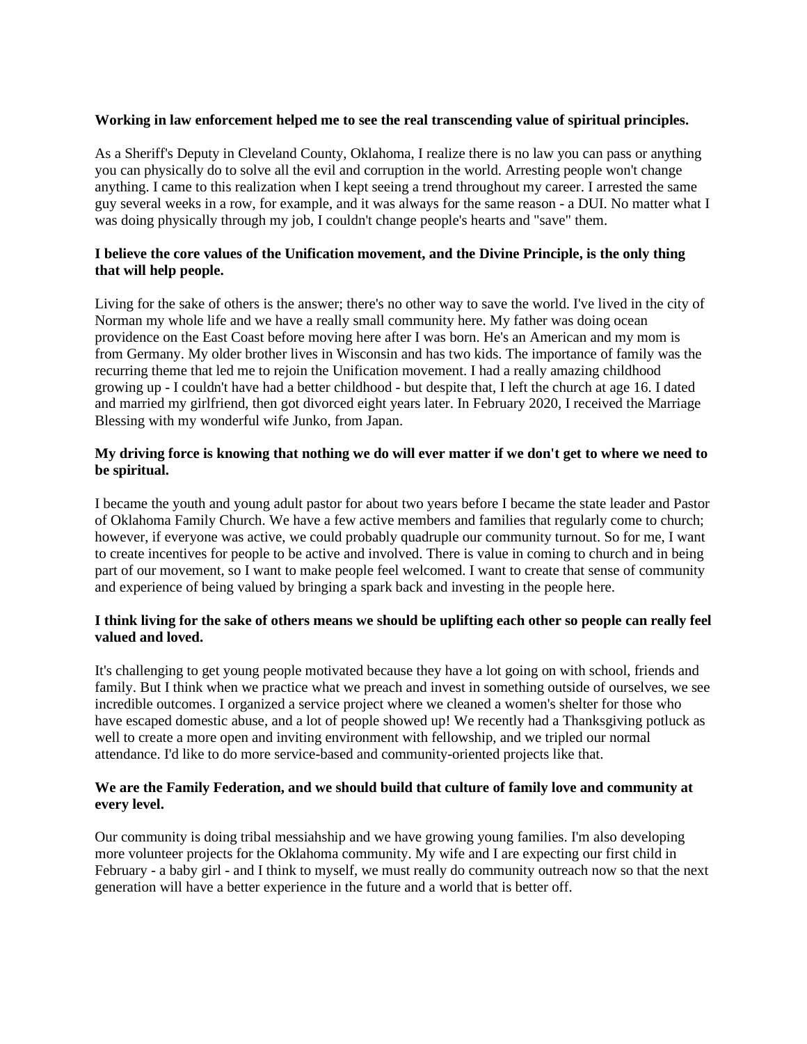**Working in law enforcement helped me to see the real transcending value of spiritual principles.**

As a Sheriff's Deputy in Cleveland County, Oklahoma, I realize there is no law you can pass or anything you can physically do to solve all the evil and corruption in the world. Arresting people won't change anything. I came to this realization when I kept seeing a trend throughout my career. I arrested the same guy several weeks in a row, for example, and it was always for the same reason - a DUI. No matter what I was doing physically through my job, I couldn't change people's hearts and "save" them.

**I believe the core values of the Unification movement, and the Divine Principle, is the only thing that will help people.**

Living for the sake of others is the answer; there's no other way to save the world. I've lived in the city of Norman my whole life and we have a really small community here. My father was doing ocean providence on the East Coast before moving here after I was born. He's an American and my mom is from Germany. My older brother lives in Wisconsin and has two kids. The importance of family was the recurring theme that led me to rejoin the Unification movement. I had a really amazing childhood growing up - I couldn't have had a better childhood - but despite that, I left the church at age 16. I dated and married my girlfriend, then got divorced eight years later. In February 2020, I received the Marriage Blessing with my wonderful wife Junko, from Japan.

**My driving force is knowing that nothing we do will ever matter if we don't get to where we need to be spiritual.**

I became the youth and young adult pastor for about two years before I became the state leader and Pastor of Oklahoma Family Church. We have a few active members and families that regularly come to church; however, if everyone was active, we could probably quadruple our community turnout. So for me, I want to create incentives for people to be active and involved. There is value in coming to church and in being part of our movement, so I want to make people feel welcomed. I want to create that sense of community and experience of being valued by bringing a spark back and investing in the people here.

**I think living for the sake of others means we should be uplifting each other so people can really feel valued and loved.**

It's challenging to get young people motivated because they have a lot going on with school, friends and family. But I think when we practice what we preach and invest in something outside of ourselves, we see incredible outcomes. I organized a service project where we cleaned a women's shelter for those who have escaped domestic abuse, and a lot of people showed up! We recently had a Thanksgiving potluck as well to create a more open and inviting environment with fellowship, and we tripled our normal attendance. I'd like to do more service-based and community-oriented projects like that.

**We are the Family Federation, and we should build that culture of family love and community at every level.**

Our community is doing tribal messiahship and we have growing young families. I'm also developing more volunteer projects for the Oklahoma community. My wife and I are expecting our first child in February - a baby girl - and I think to myself, we must really do community outreach now so that the next generation will have a better experience in the future and a world that is better off.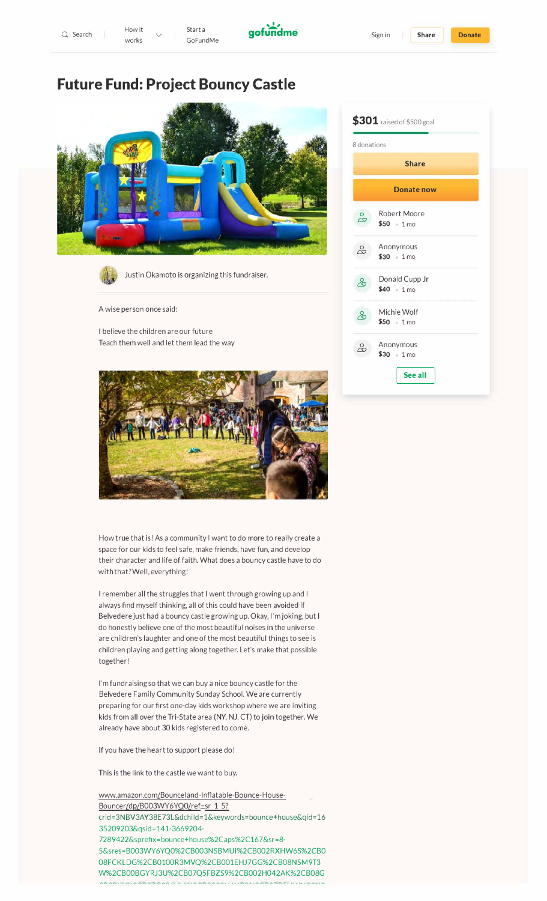Search | How it works | Start a GoFundMe | gofundme | Sign in | Share | Donate

# Future Fund: Project Bouncy Castle

**$301** raised of $500 goal

8 donations

Share

Donate now

Robert Moore
**$50** · 1 mo

Anonymous
**$30** · 1 mo

Donald Cupp Jr
**$40** · 1 mo

Michie Wolf
**$50** · 1 mo

Anonymous
**$30** · 1 mo

See all

Justin Okamoto is organizing this fundraiser.

A wise person once said:

I believe the children are our future
Teach them well and let them lead the way

How true that is! As a community I want to do more to really create a space for our kids to feel safe, make friends, have fun, and develop their character and life of faith. What does a bouncy castle have to do with that? Well, everything!

I remember all the struggles that I went through growing up and I always find myself thinking, all of this could have been avoided if Belvedere just had a bouncy castle growing up. Okay, I'm joking, but I do honestly believe one of the most beautiful noises in the universe are children's laughter and one of the most beautiful things to see is children playing and getting along together. Let's make that possible together!

I'm fundraising so that we can buy a nice bouncy castle for the Belvedere Family Community Sunday School. We are currently preparing for our first one-day kids workshop where we are inviting kids from all over the Tri-State area (NY, NJ, CT) to join together. We already have about 30 kids registered to come.

If you have the heart to support please do!

This is the link to the castle we want to buy.

www.amazon.com/Bounceland-Inflatable-Bounce-House-Bouncer/dp/B003WY6YQ0/ref=sr_1_5?crid=3NBV3AY38E73L&dchild=1&keywords=bounce+house&qid=1635209203&qsid=141-3669204-7289422&sprefix=bounce+house%2Caps%2C167&sr=8-5&sres=B003WY6YQ0%2CB003NSBMUI%2CB002RXHW6S%2CB008FCKLDG%2CB0100R3MVQ%2CB001EHJ7GG%2CB08NSM9T3W%2CB00BGYRJ3U%2CB07Q5FBZS9%2CB002H042AK%2CB08G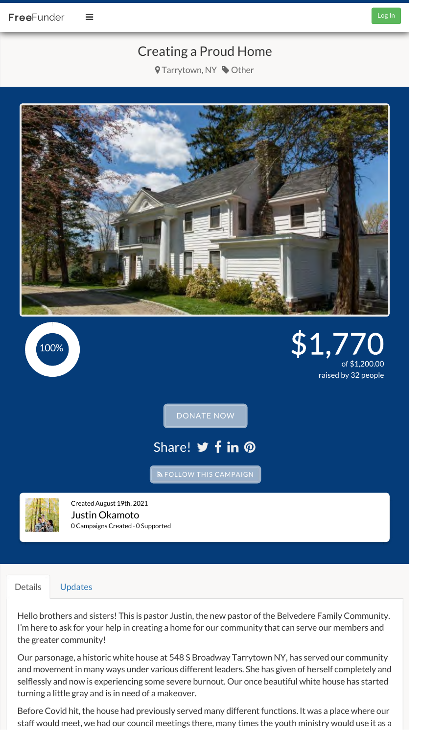FreeFunder

Log In

# Creating a Proud Home

Tarrytown, NY Other

100%

$1,770

of $1,200.00

raised by 32 people

DONATE NOW

Share!

FOLLOW THIS CAMPAIGN

Created August 19th, 2021

Justin Okamoto

0 Campaigns Created · 0 Supported

Details | Updates

Hello brothers and sisters! This is pastor Justin, the new pastor of the Belvedere Family Community. I'm here to ask for your help in creating a home for our community that can serve our members and the greater community!

Our parsonage, a historic white house at 548 S Broadway Tarrytown NY, has served our community and movement in many ways under various different leaders. She has given of herself completely and selflessly and now is experiencing some severe burnout. Our once beautiful white house has started turning a little gray and is in need of a makeover.

Before Covid hit, the house had previously served many different functions. It was a place where our staff would meet, we had our council meetings there, many times the youth ministry would use it as a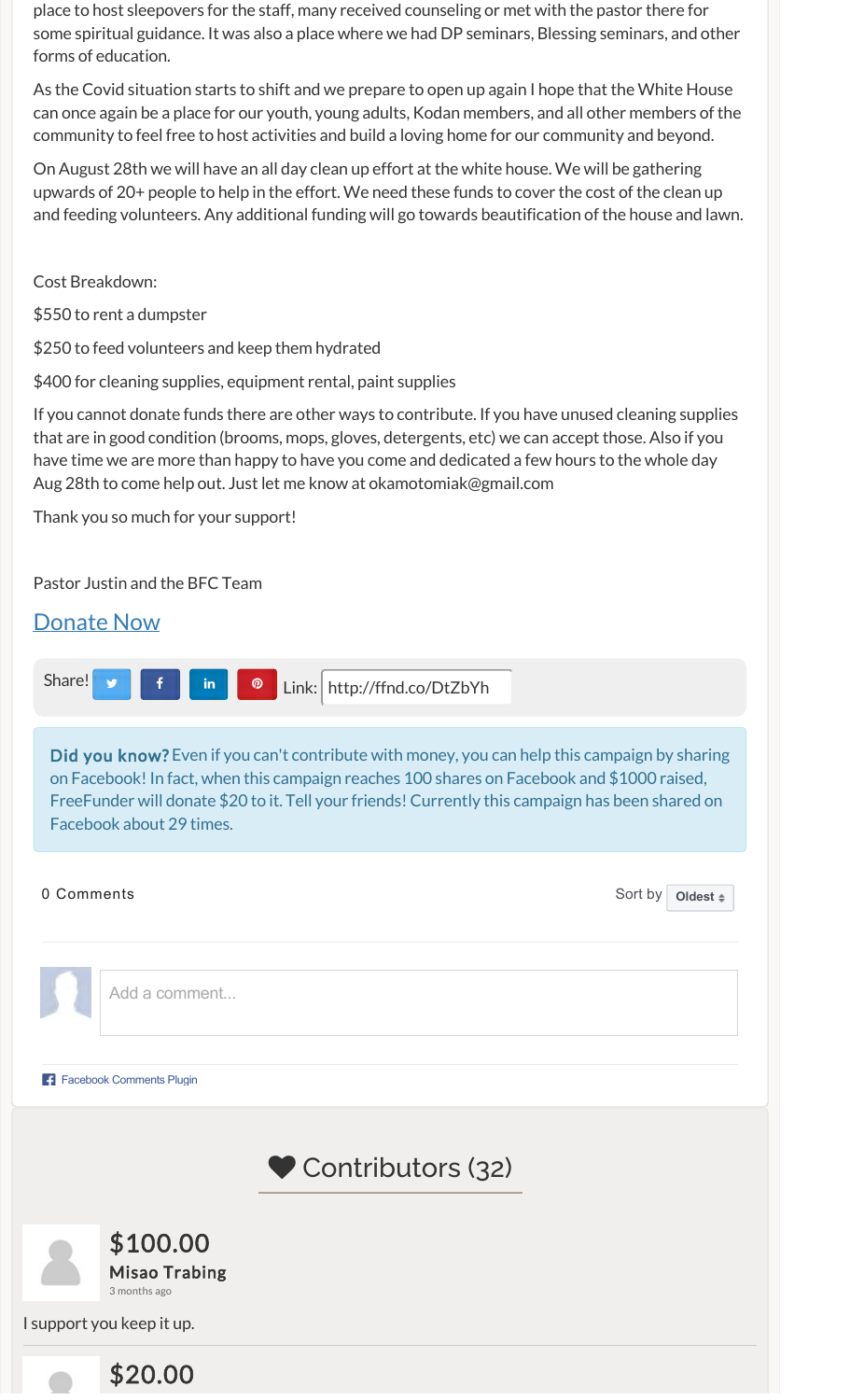place to host sleepovers for the staff, many received counseling or met with the pastor there for some spiritual guidance. It was also a place where we had DP seminars, Blessing seminars, and other forms of education.

As the Covid situation starts to shift and we prepare to open up again I hope that the White House can once again be a place for our youth, young adults, Kodan members, and all other members of the community to feel free to host activities and build a loving home for our community and beyond.

On August 28th we will have an all day clean up effort at the white house. We will be gathering upwards of 20+ people to help in the effort. We need these funds to cover the cost of the clean up and feeding volunteers. Any additional funding will go towards beautification of the house and lawn.

Cost Breakdown:

$550 to rent a dumpster

$250 to feed volunteers and keep them hydrated

$400 for cleaning supplies, equipment rental, paint supplies

If you cannot donate funds there are other ways to contribute. If you have unused cleaning supplies that are in good condition (brooms, mops, gloves, detergents, etc) we can accept those. Also if you have time we are more than happy to have you come and dedicated a few hours to the whole day Aug 28th to come help out. Just let me know at okamotomiak@gmail.com

Thank you so much for your support!

Pastor Justin and the BFC Team

Donate Now

Share! Link: http://ffnd.co/DtZbYh

**Did you know?** Even if you can't contribute with money, you can help this campaign by sharing on Facebook! In fact, when this campaign reaches 100 shares on Facebook and $1000 raised, FreeFunder will donate $20 to it. Tell your friends! Currently this campaign has been shared on Facebook about 29 times.

0 Comments — Sort by Oldest

Add a comment...

Facebook Comments Plugin

## Contributors (32)

**$100.00**
**Misao Trabing**
3 months ago

I support you keep it up.

**$20.00**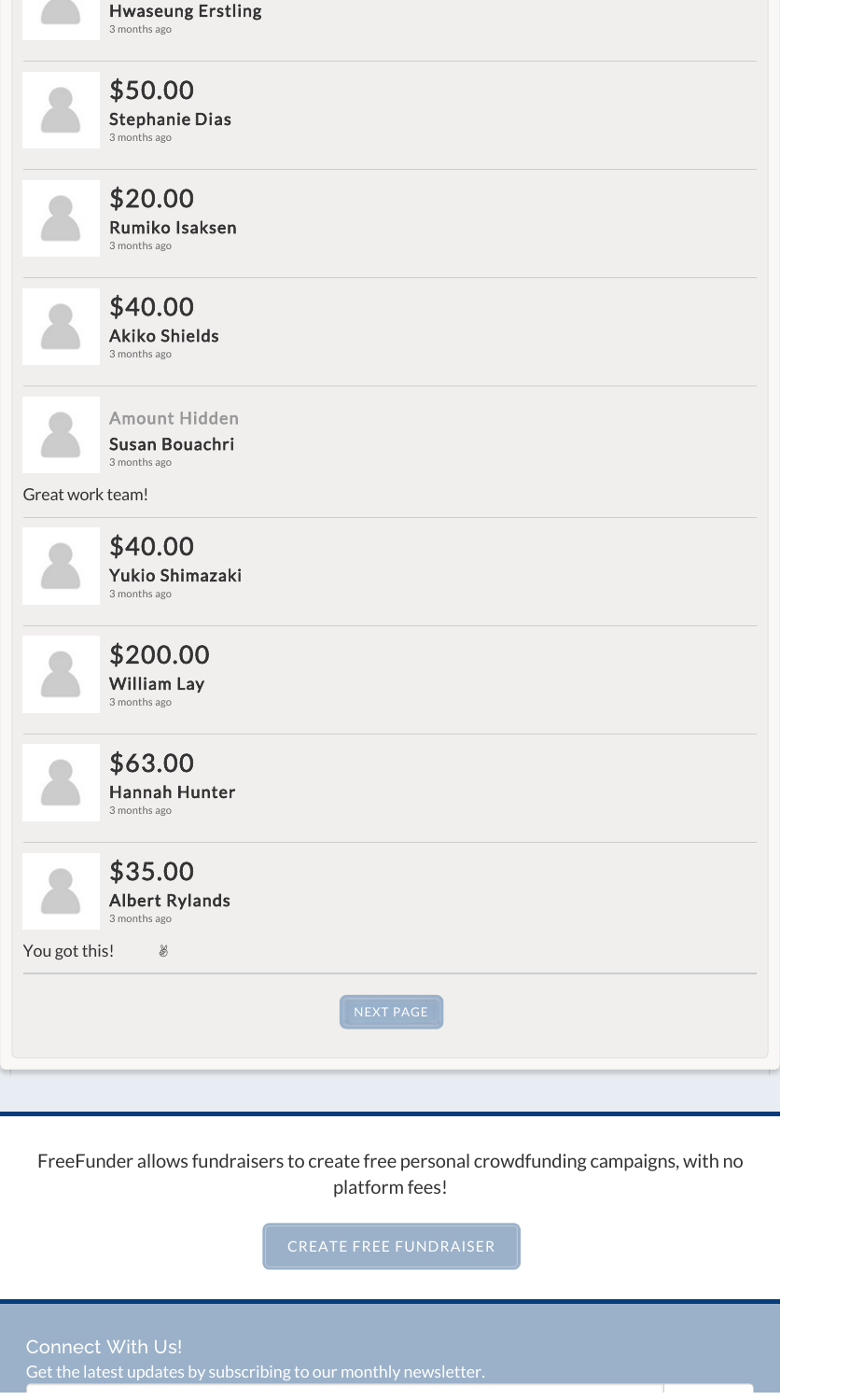**Hwaseung Erstling**
3 months ago

---

**$50.00**
**Stephanie Dias**
3 months ago

---

**$20.00**
**Rumiko Isaksen**
3 months ago

---

**$40.00**
**Akiko Shields**
3 months ago

---

Amount Hidden
**Susan Bouachri**
3 months ago

Great work team!

---

**$40.00**
**Yukio Shimazaki**
3 months ago

---

**$200.00**
**William Lay**
3 months ago

---

**$63.00**
**Hannah Hunter**
3 months ago

---

**$35.00**
**Albert Rylands**
3 months ago

You got this! ✌

---

NEXT PAGE

FreeFunder allows fundraisers to create free personal crowdfunding campaigns, with no platform fees!

CREATE FREE FUNDRAISER

Connect With Us!

Get the latest updates by subscribing to our monthly newsletter.